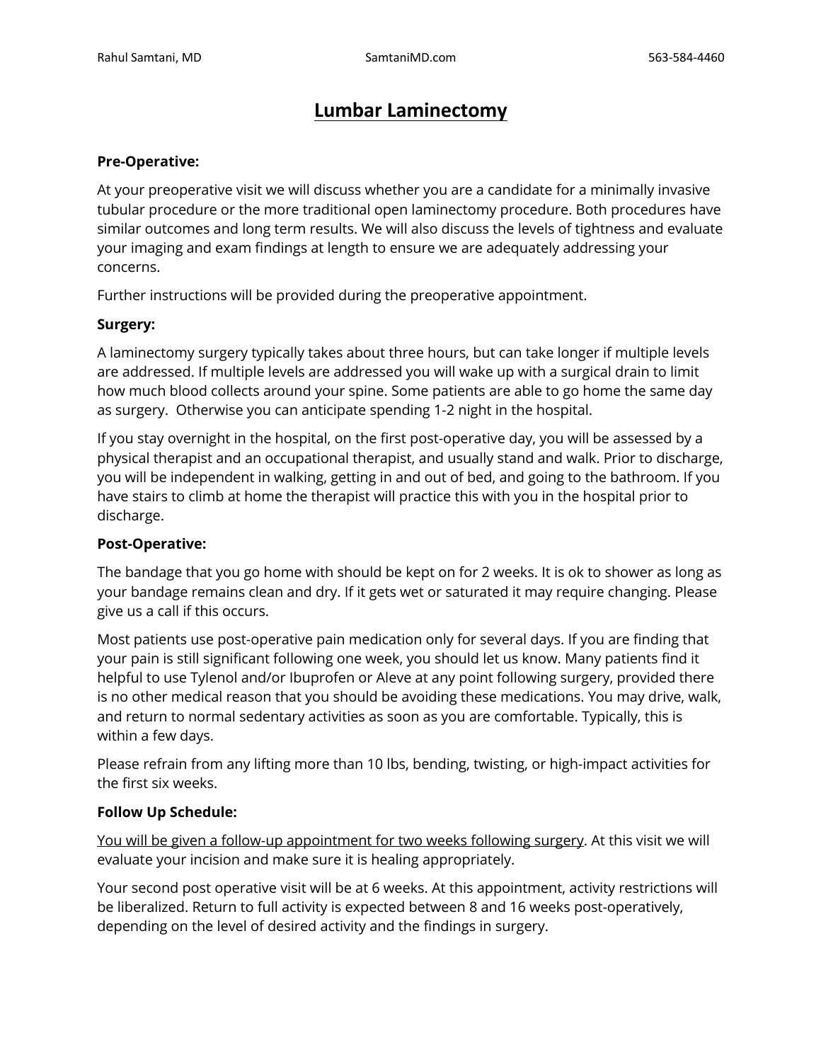# Lumbar Laminectomy

**Pre-Operative:**

At your preoperative visit we will discuss whether you are a candidate for a minimally invasive tubular procedure or the more traditional open laminectomy procedure. Both procedures have similar outcomes and long term results. We will also discuss the levels of tightness and evaluate your imaging and exam findings at length to ensure we are adequately addressing your concerns.

Further instructions will be provided during the preoperative appointment.

**Surgery:**

A laminectomy surgery typically takes about three hours, but can take longer if multiple levels are addressed. If multiple levels are addressed you will wake up with a surgical drain to limit how much blood collects around your spine. Some patients are able to go home the same day as surgery. Otherwise you can anticipate spending 1-2 night in the hospital.

If you stay overnight in the hospital, on the first post-operative day, you will be assessed by a physical therapist and an occupational therapist, and usually stand and walk. Prior to discharge, you will be independent in walking, getting in and out of bed, and going to the bathroom. If you have stairs to climb at home the therapist will practice this with you in the hospital prior to discharge.

**Post-Operative:**

The bandage that you go home with should be kept on for 2 weeks. It is ok to shower as long as your bandage remains clean and dry. If it gets wet or saturated it may require changing. Please give us a call if this occurs.

Most patients use post-operative pain medication only for several days. If you are finding that your pain is still significant following one week, you should let us know. Many patients find it helpful to use Tylenol and/or Ibuprofen or Aleve at any point following surgery, provided there is no other medical reason that you should be avoiding these medications. You may drive, walk, and return to normal sedentary activities as soon as you are comfortable. Typically, this is within a few days.

Please refrain from any lifting more than 10 lbs, bending, twisting, or high-impact activities for the first six weeks.

**Follow Up Schedule:**

<u>You will be given a follow-up appointment for two weeks following surgery</u>. At this visit we will evaluate your incision and make sure it is healing appropriately.

Your second post operative visit will be at 6 weeks. At this appointment, activity restrictions will be liberalized. Return to full activity is expected between 8 and 16 weeks post-operatively, depending on the level of desired activity and the findings in surgery.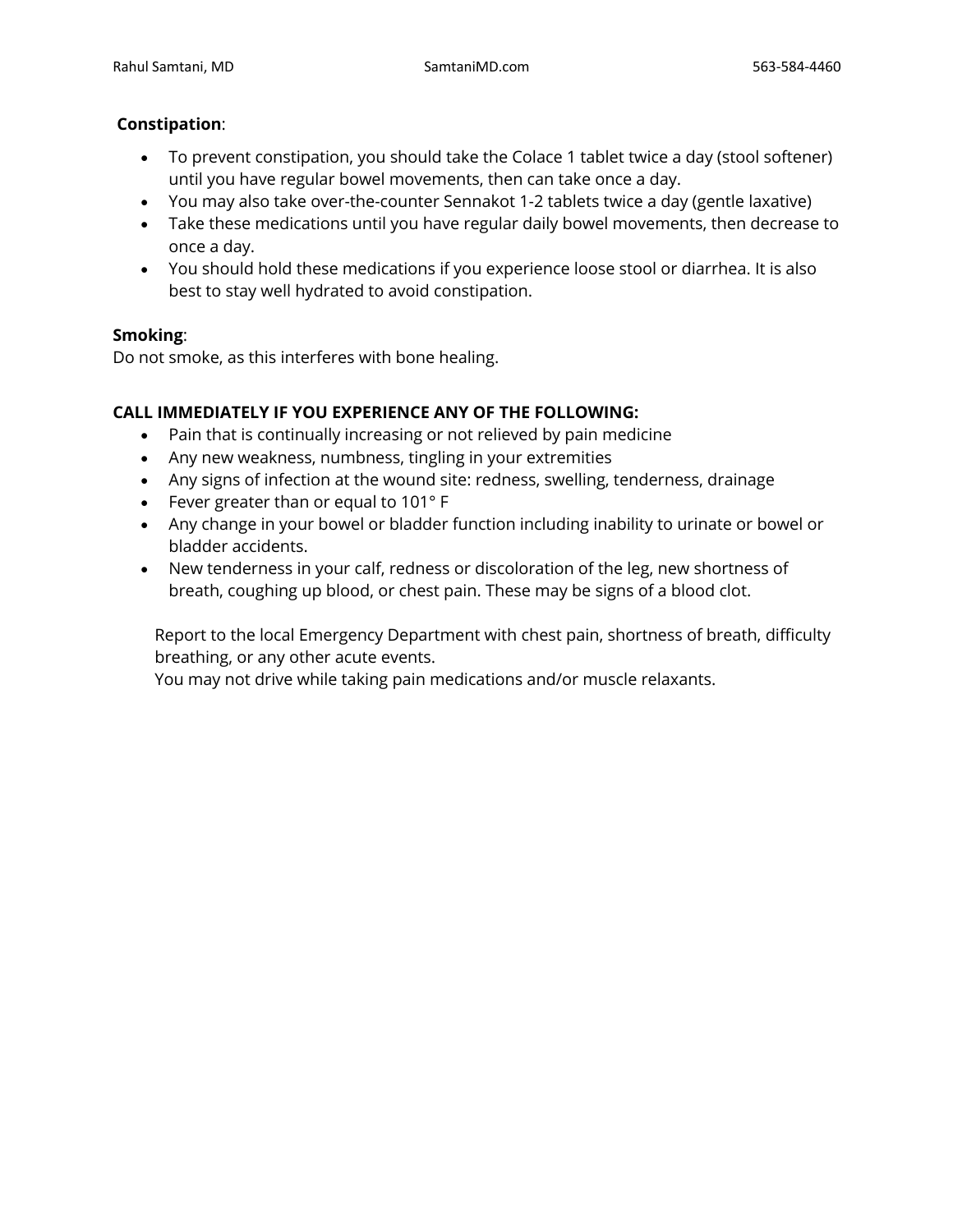**Constipation**:

- To prevent constipation, you should take the Colace 1 tablet twice a day (stool softener) until you have regular bowel movements, then can take once a day.
- You may also take over-the-counter Sennakot 1-2 tablets twice a day (gentle laxative)
- Take these medications until you have regular daily bowel movements, then decrease to once a day.
- You should hold these medications if you experience loose stool or diarrhea. It is also best to stay well hydrated to avoid constipation.

**Smoking**:

Do not smoke, as this interferes with bone healing.

**CALL IMMEDIATELY IF YOU EXPERIENCE ANY OF THE FOLLOWING:**

- Pain that is continually increasing or not relieved by pain medicine
- Any new weakness, numbness, tingling in your extremities
- Any signs of infection at the wound site: redness, swelling, tenderness, drainage
- Fever greater than or equal to 101° F
- Any change in your bowel or bladder function including inability to urinate or bowel or bladder accidents.
- New tenderness in your calf, redness or discoloration of the leg, new shortness of breath, coughing up blood, or chest pain. These may be signs of a blood clot.

Report to the local Emergency Department with chest pain, shortness of breath, difficulty breathing, or any other acute events.

You may not drive while taking pain medications and/or muscle relaxants.